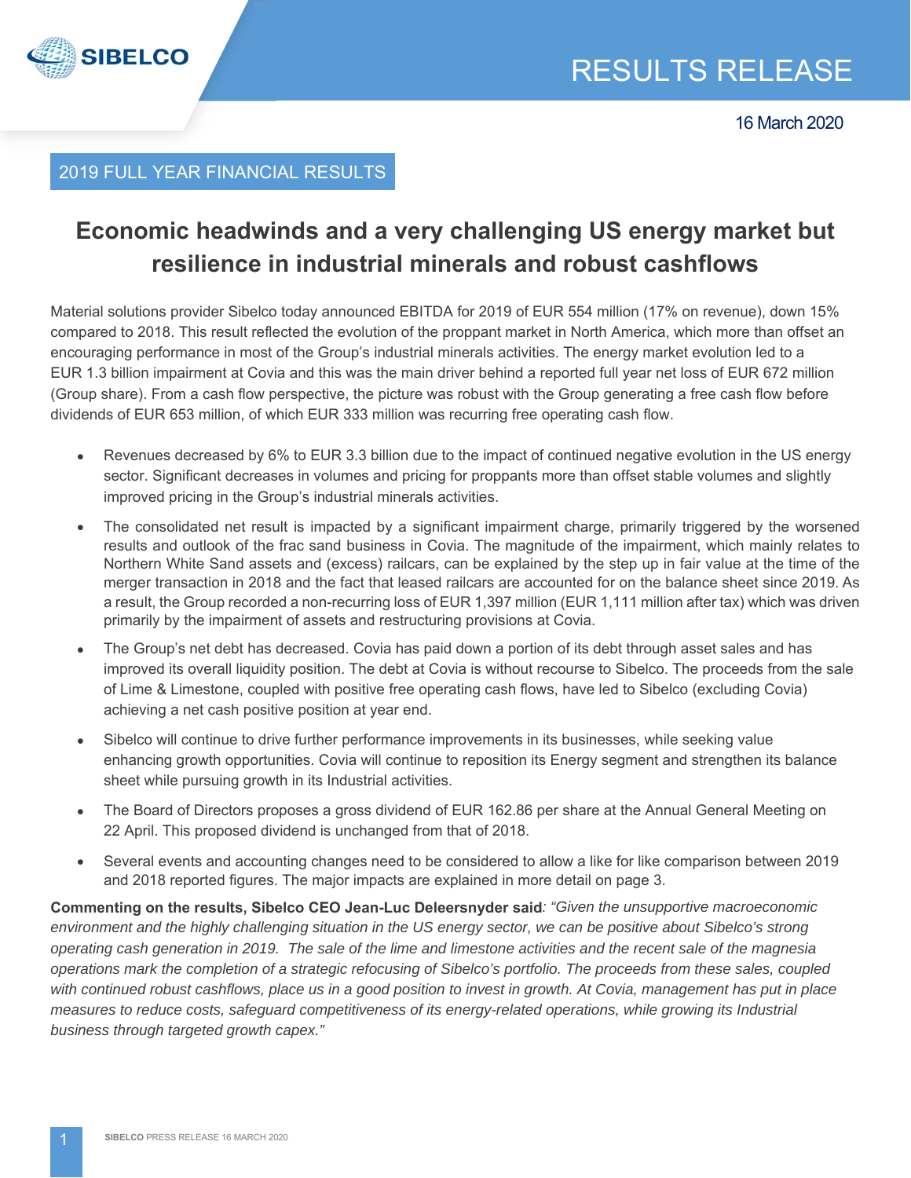# RESULTS RELEASE

16 March 2020

## 2019 FULL YEAR FINANCIAL RESULTS

# Economic headwinds and a very challenging US energy market but resilience in industrial minerals and robust cashflows

Material solutions provider Sibelco today announced EBITDA for 2019 of EUR 554 million (17% on revenue), down 15% compared to 2018. This result reflected the evolution of the proppant market in North America, which more than offset an encouraging performance in most of the Group's industrial minerals activities. The energy market evolution led to a EUR 1.3 billion impairment at Covia and this was the main driver behind a reported full year net loss of EUR 672 million (Group share). From a cash flow perspective, the picture was robust with the Group generating a free cash flow before dividends of EUR 653 million, of which EUR 333 million was recurring free operating cash flow.

- Revenues decreased by 6% to EUR 3.3 billion due to the impact of continued negative evolution in the US energy sector. Significant decreases in volumes and pricing for proppants more than offset stable volumes and slightly improved pricing in the Group's industrial minerals activities.
- The consolidated net result is impacted by a significant impairment charge, primarily triggered by the worsened results and outlook of the frac sand business in Covia. The magnitude of the impairment, which mainly relates to Northern White Sand assets and (excess) railcars, can be explained by the step up in fair value at the time of the merger transaction in 2018 and the fact that leased railcars are accounted for on the balance sheet since 2019. As a result, the Group recorded a non-recurring loss of EUR 1,397 million (EUR 1,111 million after tax) which was driven primarily by the impairment of assets and restructuring provisions at Covia.
- The Group's net debt has decreased. Covia has paid down a portion of its debt through asset sales and has improved its overall liquidity position. The debt at Covia is without recourse to Sibelco. The proceeds from the sale of Lime & Limestone, coupled with positive free operating cash flows, have led to Sibelco (excluding Covia) achieving a net cash positive position at year end.
- Sibelco will continue to drive further performance improvements in its businesses, while seeking value enhancing growth opportunities. Covia will continue to reposition its Energy segment and strengthen its balance sheet while pursuing growth in its Industrial activities.
- The Board of Directors proposes a gross dividend of EUR 162.86 per share at the Annual General Meeting on 22 April. This proposed dividend is unchanged from that of 2018.
- Several events and accounting changes need to be considered to allow a like for like comparison between 2019 and 2018 reported figures. The major impacts are explained in more detail on page 3.

**Commenting on the results, Sibelco CEO Jean-Luc Deleersnyder said**: *"Given the unsupportive macroeconomic environment and the highly challenging situation in the US energy sector, we can be positive about Sibelco's strong operating cash generation in 2019. The sale of the lime and limestone activities and the recent sale of the magnesia operations mark the completion of a strategic refocusing of Sibelco's portfolio. The proceeds from these sales, coupled with continued robust cashflows, place us in a good position to invest in growth. At Covia, management has put in place measures to reduce costs, safeguard competitiveness of its energy-related operations, while growing its Industrial business through targeted growth capex."*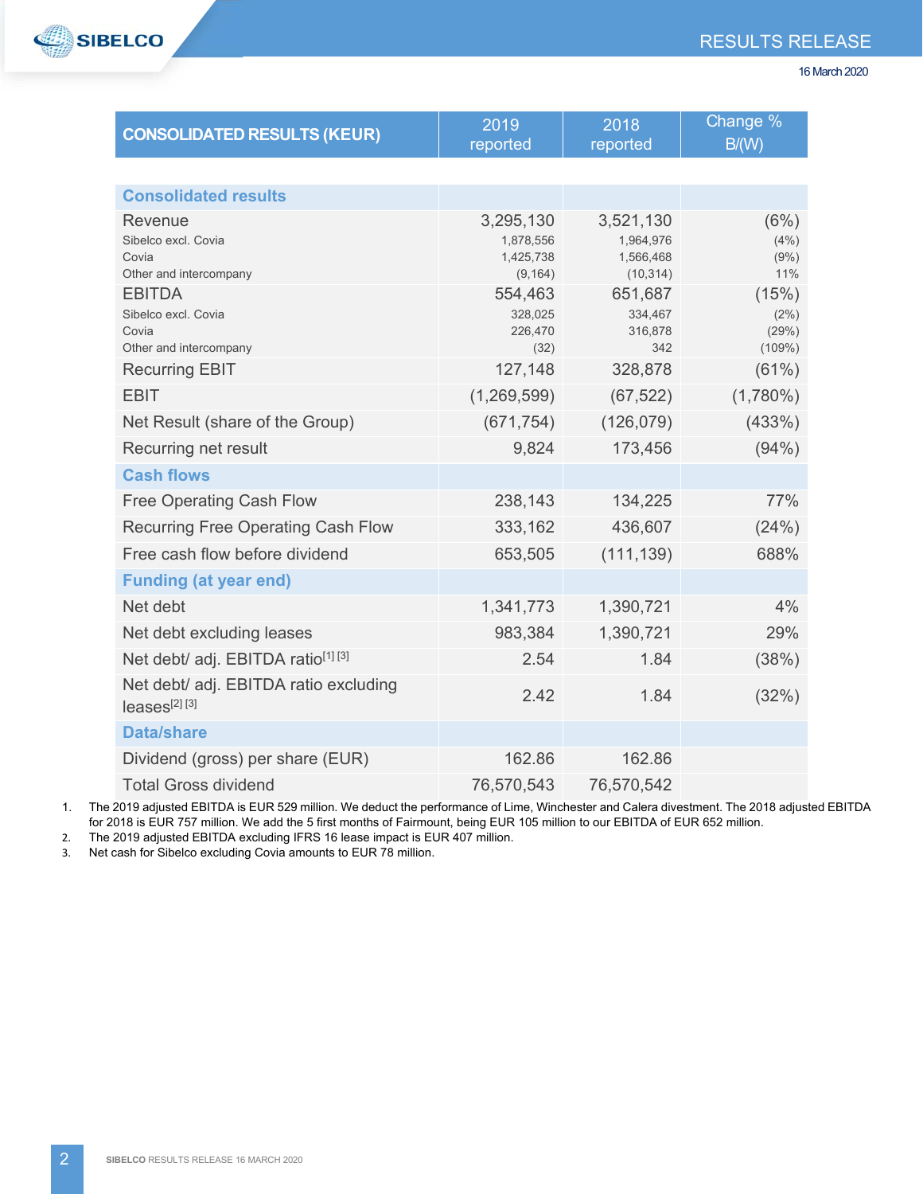| CONSOLIDATED RESULTS (KEUR) | 2019 reported | 2018 reported | Change % B/(W) |
|---|---|---|---|
| **Consolidated results** | | | |
| Revenue | 3,295,130 | 3,521,130 | (6%) |
| Sibelco excl. Covia | 1,878,556 | 1,964,976 | (4%) |
| Covia | 1,425,738 | 1,566,468 | (9%) |
| Other and intercompany | (9,164) | (10,314) | 11% |
| EBITDA | 554,463 | 651,687 | (15%) |
| Sibelco excl. Covia | 328,025 | 334,467 | (2%) |
| Covia | 226,470 | 316,878 | (29%) |
| Other and intercompany | (32) | 342 | (109%) |
| Recurring EBIT | 127,148 | 328,878 | (61%) |
| EBIT | (1,269,599) | (67,522) | (1,780%) |
| Net Result (share of the Group) | (671,754) | (126,079) | (433%) |
| Recurring net result | 9,824 | 173,456 | (94%) |
| **Cash flows** | | | |
| Free Operating Cash Flow | 238,143 | 134,225 | 77% |
| Recurring Free Operating Cash Flow | 333,162 | 436,607 | (24%) |
| Free cash flow before dividend | 653,505 | (111,139) | 688% |
| **Funding (at year end)** | | | |
| Net debt | 1,341,773 | 1,390,721 | 4% |
| Net debt excluding leases | 983,384 | 1,390,721 | 29% |
| Net debt/ adj. EBITDA ratio[1] [3] | 2.54 | 1.84 | (38%) |
| Net debt/ adj. EBITDA ratio excluding leases[2] [3] | 2.42 | 1.84 | (32%) |
| **Data/share** | | | |
| Dividend (gross) per share (EUR) | 162.86 | 162.86 | |
| Total Gross dividend | 76,570,543 | 76,570,542 | |

1. The 2019 adjusted EBITDA is EUR 529 million. We deduct the performance of Lime, Winchester and Calera divestment. The 2018 adjusted EBITDA for 2018 is EUR 757 million. We add the 5 first months of Fairmount, being EUR 105 million to our EBITDA of EUR 652 million.
2. The 2019 adjusted EBITDA excluding IFRS 16 lease impact is EUR 407 million.
3. Net cash for Sibelco excluding Covia amounts to EUR 78 million.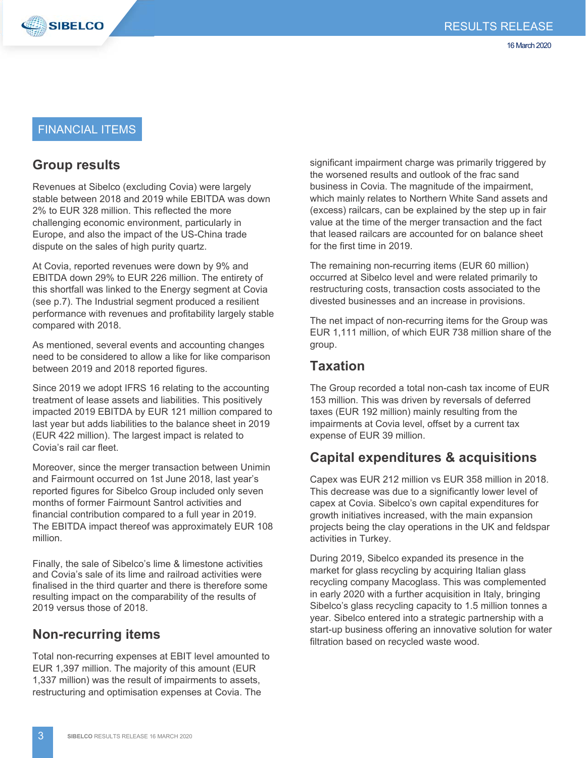# FINANCIAL ITEMS

## Group results

Revenues at Sibelco (excluding Covia) were largely stable between 2018 and 2019 while EBITDA was down 2% to EUR 328 million. This reflected the more challenging economic environment, particularly in Europe, and also the impact of the US-China trade dispute on the sales of high purity quartz.

At Covia, reported revenues were down by 9% and EBITDA down 29% to EUR 226 million. The entirety of this shortfall was linked to the Energy segment at Covia (see p.7). The Industrial segment produced a resilient performance with revenues and profitability largely stable compared with 2018.

As mentioned, several events and accounting changes need to be considered to allow a like for like comparison between 2019 and 2018 reported figures.

Since 2019 we adopt IFRS 16 relating to the accounting treatment of lease assets and liabilities. This positively impacted 2019 EBITDA by EUR 121 million compared to last year but adds liabilities to the balance sheet in 2019 (EUR 422 million). The largest impact is related to Covia's rail car fleet.

Moreover, since the merger transaction between Unimin and Fairmount occurred on 1st June 2018, last year's reported figures for Sibelco Group included only seven months of former Fairmount Santrol activities and financial contribution compared to a full year in 2019. The EBITDA impact thereof was approximately EUR 108 million.

Finally, the sale of Sibelco's lime & limestone activities and Covia's sale of its lime and railroad activities were finalised in the third quarter and there is therefore some resulting impact on the comparability of the results of 2019 versus those of 2018.

## Non-recurring items

Total non-recurring expenses at EBIT level amounted to EUR 1,397 million. The majority of this amount (EUR 1,337 million) was the result of impairments to assets, restructuring and optimisation expenses at Covia. The significant impairment charge was primarily triggered by the worsened results and outlook of the frac sand business in Covia. The magnitude of the impairment, which mainly relates to Northern White Sand assets and (excess) railcars, can be explained by the step up in fair value at the time of the merger transaction and the fact that leased railcars are accounted for on balance sheet for the first time in 2019.

The remaining non-recurring items (EUR 60 million) occurred at Sibelco level and were related primarily to restructuring costs, transaction costs associated to the divested businesses and an increase in provisions.

The net impact of non-recurring items for the Group was EUR 1,111 million, of which EUR 738 million share of the group.

## Taxation

The Group recorded a total non-cash tax income of EUR 153 million. This was driven by reversals of deferred taxes (EUR 192 million) mainly resulting from the impairments at Covia level, offset by a current tax expense of EUR 39 million.

## Capital expenditures & acquisitions

Capex was EUR 212 million vs EUR 358 million in 2018. This decrease was due to a significantly lower level of capex at Covia. Sibelco's own capital expenditures for growth initiatives increased, with the main expansion projects being the clay operations in the UK and feldspar activities in Turkey.

During 2019, Sibelco expanded its presence in the market for glass recycling by acquiring Italian glass recycling company Macoglass. This was complemented in early 2020 with a further acquisition in Italy, bringing Sibelco's glass recycling capacity to 1.5 million tonnes a year. Sibelco entered into a strategic partnership with a start-up business offering an innovative solution for water filtration based on recycled waste wood.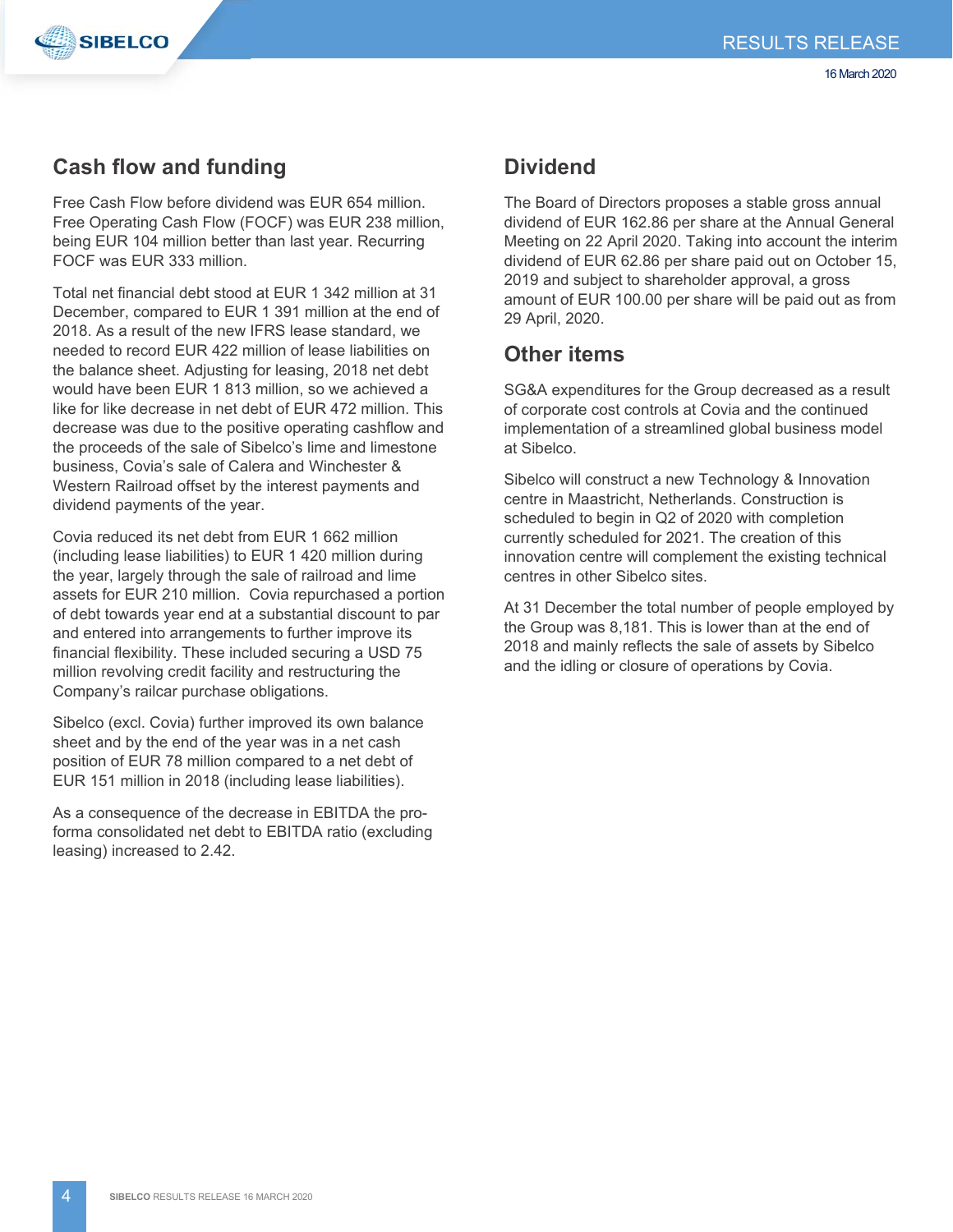## Cash flow and funding

Free Cash Flow before dividend was EUR 654 million. Free Operating Cash Flow (FOCF) was EUR 238 million, being EUR 104 million better than last year. Recurring FOCF was EUR 333 million.

Total net financial debt stood at EUR 1 342 million at 31 December, compared to EUR 1 391 million at the end of 2018. As a result of the new IFRS lease standard, we needed to record EUR 422 million of lease liabilities on the balance sheet. Adjusting for leasing, 2018 net debt would have been EUR 1 813 million, so we achieved a like for like decrease in net debt of EUR 472 million. This decrease was due to the positive operating cashflow and the proceeds of the sale of Sibelco's lime and limestone business, Covia's sale of Calera and Winchester & Western Railroad offset by the interest payments and dividend payments of the year.

Covia reduced its net debt from EUR 1 662 million (including lease liabilities) to EUR 1 420 million during the year, largely through the sale of railroad and lime assets for EUR 210 million. Covia repurchased a portion of debt towards year end at a substantial discount to par and entered into arrangements to further improve its financial flexibility. These included securing a USD 75 million revolving credit facility and restructuring the Company's railcar purchase obligations.

Sibelco (excl. Covia) further improved its own balance sheet and by the end of the year was in a net cash position of EUR 78 million compared to a net debt of EUR 151 million in 2018 (including lease liabilities).

As a consequence of the decrease in EBITDA the pro-forma consolidated net debt to EBITDA ratio (excluding leasing) increased to 2.42.

## Dividend

The Board of Directors proposes a stable gross annual dividend of EUR 162.86 per share at the Annual General Meeting on 22 April 2020. Taking into account the interim dividend of EUR 62.86 per share paid out on October 15, 2019 and subject to shareholder approval, a gross amount of EUR 100.00 per share will be paid out as from 29 April, 2020.

## Other items

SG&A expenditures for the Group decreased as a result of corporate cost controls at Covia and the continued implementation of a streamlined global business model at Sibelco.

Sibelco will construct a new Technology & Innovation centre in Maastricht, Netherlands. Construction is scheduled to begin in Q2 of 2020 with completion currently scheduled for 2021. The creation of this innovation centre will complement the existing technical centres in other Sibelco sites.

At 31 December the total number of people employed by the Group was 8,181. This is lower than at the end of 2018 and mainly reflects the sale of assets by Sibelco and the idling or closure of operations by Covia.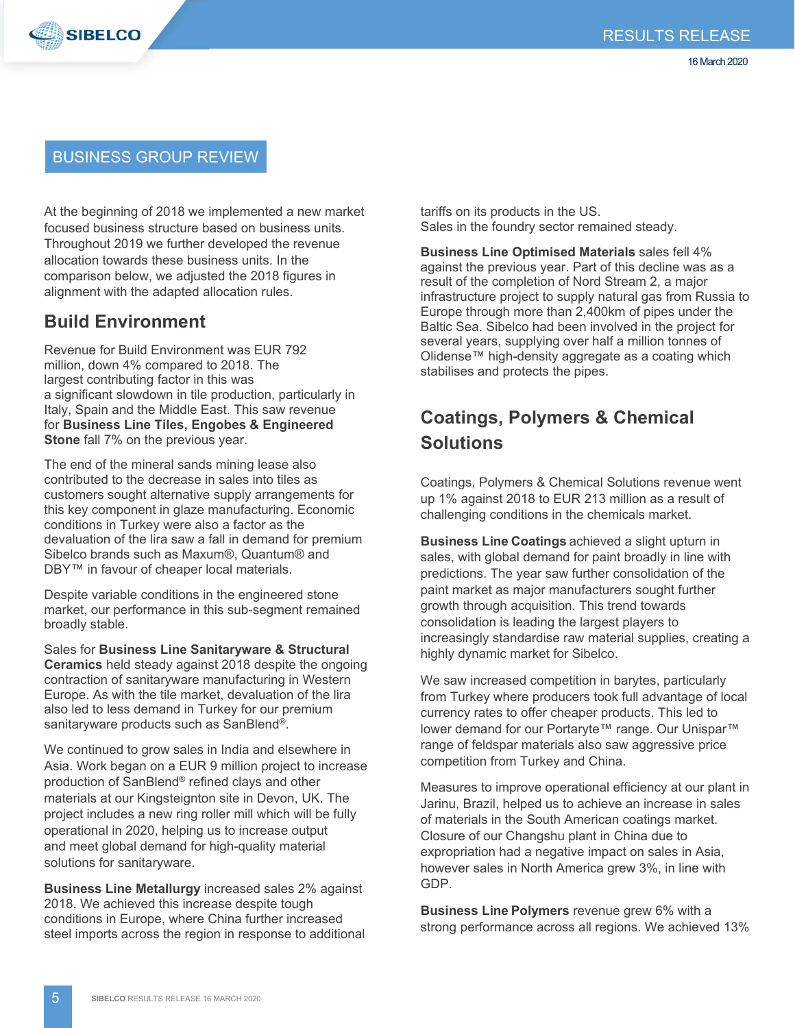## BUSINESS GROUP REVIEW

At the beginning of 2018 we implemented a new market focused business structure based on business units. Throughout 2019 we further developed the revenue allocation towards these business units. In the comparison below, we adjusted the 2018 figures in alignment with the adapted allocation rules.

## Build Environment

Revenue for Build Environment was EUR 792 million, down 4% compared to 2018. The largest contributing factor in this was a significant slowdown in tile production, particularly in Italy, Spain and the Middle East. This saw revenue for **Business Line Tiles, Engobes & Engineered Stone** fall 7% on the previous year.

The end of the mineral sands mining lease also contributed to the decrease in sales into tiles as customers sought alternative supply arrangements for this key component in glaze manufacturing. Economic conditions in Turkey were also a factor as the devaluation of the lira saw a fall in demand for premium Sibelco brands such as Maxum®, Quantum® and DBY™ in favour of cheaper local materials.

Despite variable conditions in the engineered stone market, our performance in this sub-segment remained broadly stable.

Sales for **Business Line Sanitaryware & Structural Ceramics** held steady against 2018 despite the ongoing contraction of sanitaryware manufacturing in Western Europe. As with the tile market, devaluation of the lira also led to less demand in Turkey for our premium sanitaryware products such as SanBlend®.

We continued to grow sales in India and elsewhere in Asia. Work began on a EUR 9 million project to increase production of SanBlend® refined clays and other materials at our Kingsteignton site in Devon, UK. The project includes a new ring roller mill which will be fully operational in 2020, helping us to increase output and meet global demand for high-quality material solutions for sanitaryware.

**Business Line Metallurgy** increased sales 2% against 2018. We achieved this increase despite tough conditions in Europe, where China further increased steel imports across the region in response to additional tariffs on its products in the US.
Sales in the foundry sector remained steady.

**Business Line Optimised Materials** sales fell 4% against the previous year. Part of this decline was as a result of the completion of Nord Stream 2, a major infrastructure project to supply natural gas from Russia to Europe through more than 2,400km of pipes under the Baltic Sea. Sibelco had been involved in the project for several years, supplying over half a million tonnes of Olidense™ high-density aggregate as a coating which stabilises and protects the pipes.

## Coatings, Polymers & Chemical Solutions

Coatings, Polymers & Chemical Solutions revenue went up 1% against 2018 to EUR 213 million as a result of challenging conditions in the chemicals market.

**Business Line Coatings** achieved a slight upturn in sales, with global demand for paint broadly in line with predictions. The year saw further consolidation of the paint market as major manufacturers sought further growth through acquisition. This trend towards consolidation is leading the largest players to increasingly standardise raw material supplies, creating a highly dynamic market for Sibelco.

We saw increased competition in barytes, particularly from Turkey where producers took full advantage of local currency rates to offer cheaper products. This led to lower demand for our Portaryte™ range. Our Unispar™ range of feldspar materials also saw aggressive price competition from Turkey and China.

Measures to improve operational efficiency at our plant in Jarinu, Brazil, helped us to achieve an increase in sales of materials in the South American coatings market. Closure of our Changshu plant in China due to expropriation had a negative impact on sales in Asia, however sales in North America grew 3%, in line with GDP.

**Business Line Polymers** revenue grew 6% with a strong performance across all regions. We achieved 13%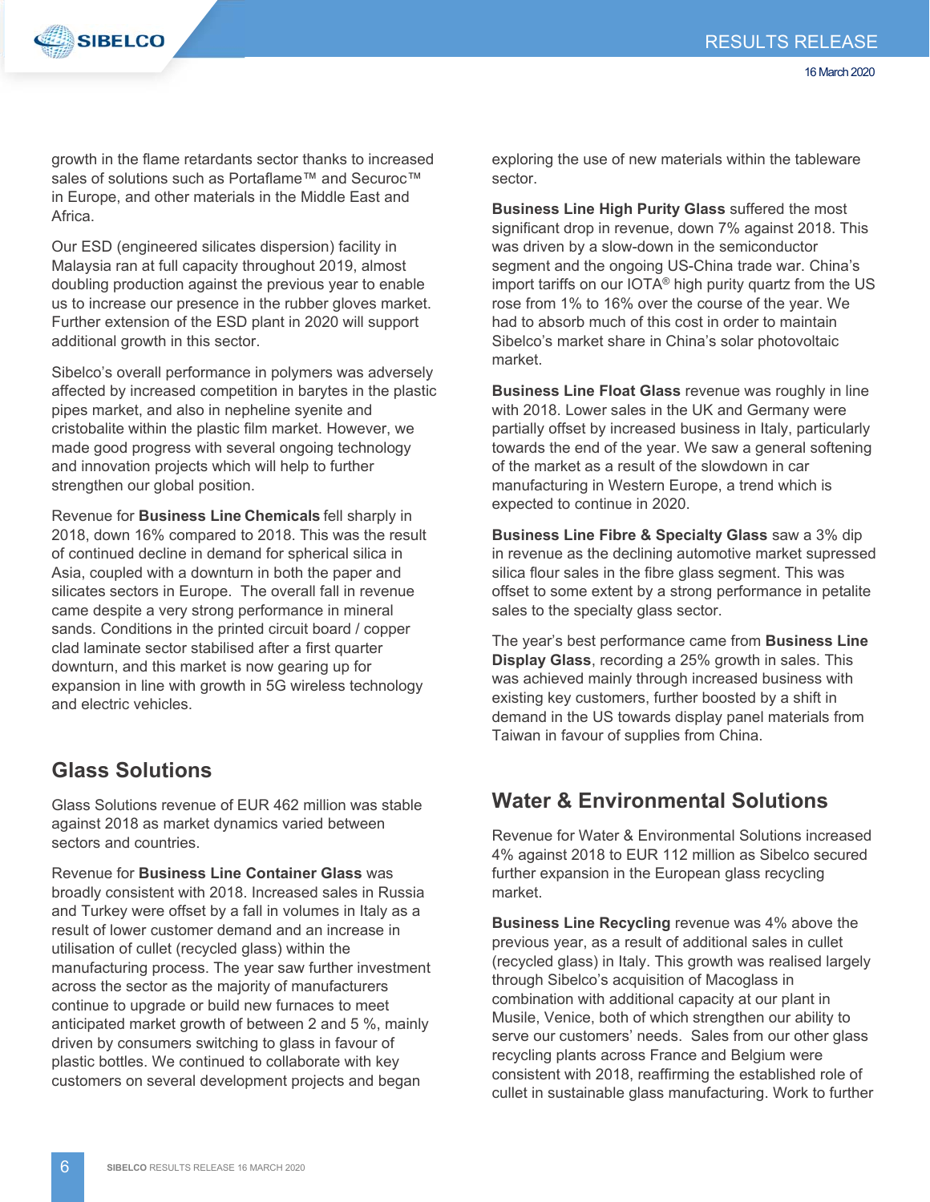growth in the flame retardants sector thanks to increased sales of solutions such as Portaflame™ and Securoc™ in Europe, and other materials in the Middle East and Africa.

Our ESD (engineered silicates dispersion) facility in Malaysia ran at full capacity throughout 2019, almost doubling production against the previous year to enable us to increase our presence in the rubber gloves market. Further extension of the ESD plant in 2020 will support additional growth in this sector.

Sibelco's overall performance in polymers was adversely affected by increased competition in barytes in the plastic pipes market, and also in nepheline syenite and cristobalite within the plastic film market. However, we made good progress with several ongoing technology and innovation projects which will help to further strengthen our global position.

Revenue for **Business Line Chemicals** fell sharply in 2018, down 16% compared to 2018. This was the result of continued decline in demand for spherical silica in Asia, coupled with a downturn in both the paper and silicates sectors in Europe. The overall fall in revenue came despite a very strong performance in mineral sands. Conditions in the printed circuit board / copper clad laminate sector stabilised after a first quarter downturn, and this market is now gearing up for expansion in line with growth in 5G wireless technology and electric vehicles.

## Glass Solutions

Glass Solutions revenue of EUR 462 million was stable against 2018 as market dynamics varied between sectors and countries.

Revenue for **Business Line Container Glass** was broadly consistent with 2018. Increased sales in Russia and Turkey were offset by a fall in volumes in Italy as a result of lower customer demand and an increase in utilisation of cullet (recycled glass) within the manufacturing process. The year saw further investment across the sector as the majority of manufacturers continue to upgrade or build new furnaces to meet anticipated market growth of between 2 and 5 %, mainly driven by consumers switching to glass in favour of plastic bottles. We continued to collaborate with key customers on several development projects and began exploring the use of new materials within the tableware sector.

**Business Line High Purity Glass** suffered the most significant drop in revenue, down 7% against 2018. This was driven by a slow-down in the semiconductor segment and the ongoing US-China trade war. China's import tariffs on our IOTA® high purity quartz from the US rose from 1% to 16% over the course of the year. We had to absorb much of this cost in order to maintain Sibelco's market share in China's solar photovoltaic market.

**Business Line Float Glass** revenue was roughly in line with 2018. Lower sales in the UK and Germany were partially offset by increased business in Italy, particularly towards the end of the year. We saw a general softening of the market as a result of the slowdown in car manufacturing in Western Europe, a trend which is expected to continue in 2020.

**Business Line Fibre & Specialty Glass** saw a 3% dip in revenue as the declining automotive market supressed silica flour sales in the fibre glass segment. This was offset to some extent by a strong performance in petalite sales to the specialty glass sector.

The year's best performance came from **Business Line Display Glass**, recording a 25% growth in sales. This was achieved mainly through increased business with existing key customers, further boosted by a shift in demand in the US towards display panel materials from Taiwan in favour of supplies from China.

## Water & Environmental Solutions

Revenue for Water & Environmental Solutions increased 4% against 2018 to EUR 112 million as Sibelco secured further expansion in the European glass recycling market.

**Business Line Recycling** revenue was 4% above the previous year, as a result of additional sales in cullet (recycled glass) in Italy. This growth was realised largely through Sibelco's acquisition of Macoglass in combination with additional capacity at our plant in Musile, Venice, both of which strengthen our ability to serve our customers' needs. Sales from our other glass recycling plants across France and Belgium were consistent with 2018, reaffirming the established role of cullet in sustainable glass manufacturing. Work to further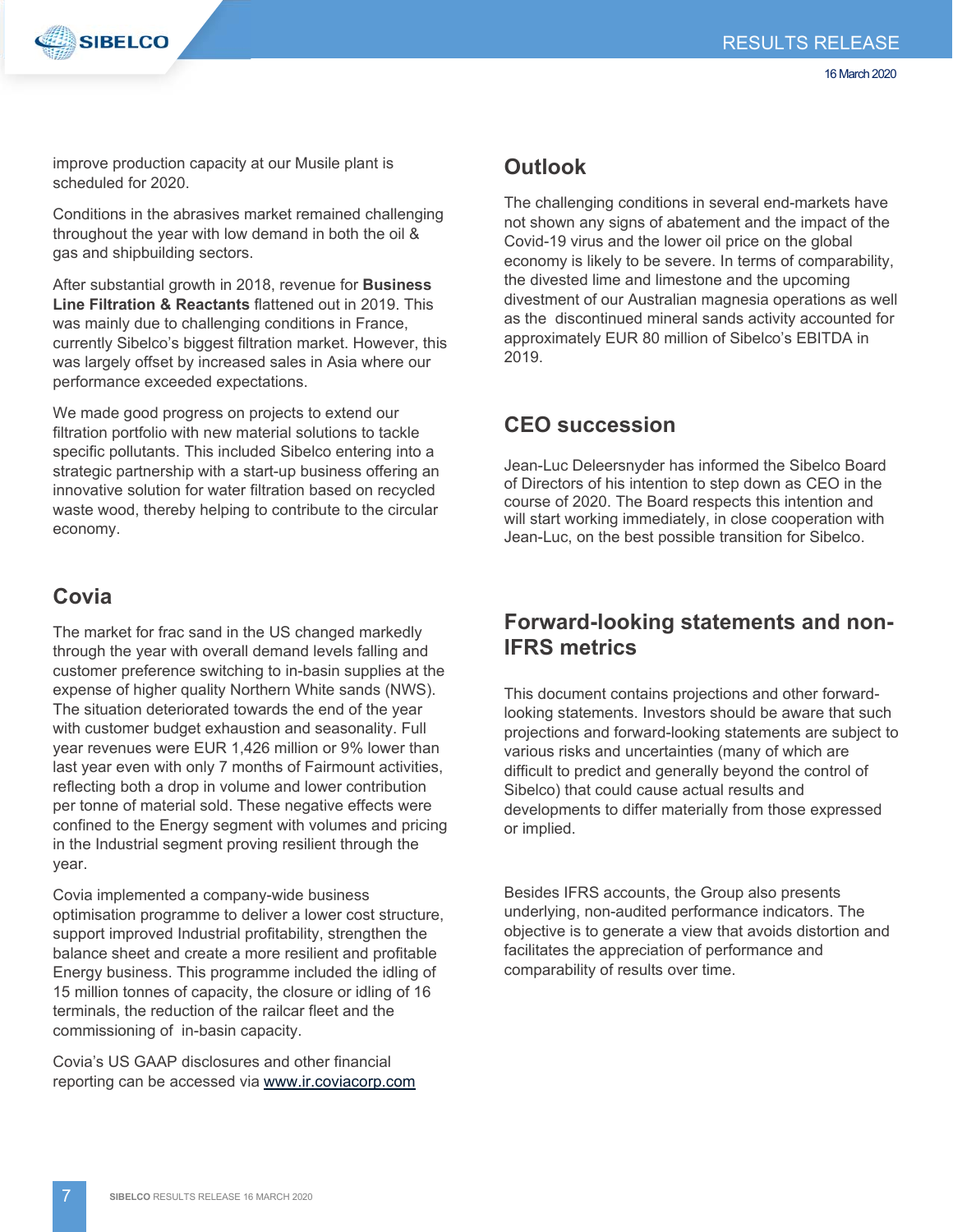improve production capacity at our Musile plant is scheduled for 2020.

Conditions in the abrasives market remained challenging throughout the year with low demand in both the oil & gas and shipbuilding sectors.

After substantial growth in 2018, revenue for **Business Line Filtration & Reactants** flattened out in 2019. This was mainly due to challenging conditions in France, currently Sibelco's biggest filtration market. However, this was largely offset by increased sales in Asia where our performance exceeded expectations.

We made good progress on projects to extend our filtration portfolio with new material solutions to tackle specific pollutants. This included Sibelco entering into a strategic partnership with a start-up business offering an innovative solution for water filtration based on recycled waste wood, thereby helping to contribute to the circular economy.

## Covia

The market for frac sand in the US changed markedly through the year with overall demand levels falling and customer preference switching to in-basin supplies at the expense of higher quality Northern White sands (NWS). The situation deteriorated towards the end of the year with customer budget exhaustion and seasonality. Full year revenues were EUR 1,426 million or 9% lower than last year even with only 7 months of Fairmount activities, reflecting both a drop in volume and lower contribution per tonne of material sold. These negative effects were confined to the Energy segment with volumes and pricing in the Industrial segment proving resilient through the year.

Covia implemented a company-wide business optimisation programme to deliver a lower cost structure, support improved Industrial profitability, strengthen the balance sheet and create a more resilient and profitable Energy business. This programme included the idling of 15 million tonnes of capacity, the closure or idling of 16 terminals, the reduction of the railcar fleet and the commissioning of in-basin capacity.

Covia's US GAAP disclosures and other financial reporting can be accessed via www.ir.coviacorp.com

## Outlook

The challenging conditions in several end-markets have not shown any signs of abatement and the impact of the Covid-19 virus and the lower oil price on the global economy is likely to be severe. In terms of comparability, the divested lime and limestone and the upcoming divestment of our Australian magnesia operations as well as the discontinued mineral sands activity accounted for approximately EUR 80 million of Sibelco's EBITDA in 2019.

## CEO succession

Jean-Luc Deleersnyder has informed the Sibelco Board of Directors of his intention to step down as CEO in the course of 2020. The Board respects this intention and will start working immediately, in close cooperation with Jean-Luc, on the best possible transition for Sibelco.

## Forward-looking statements and non-IFRS metrics

This document contains projections and other forward-looking statements. Investors should be aware that such projections and forward-looking statements are subject to various risks and uncertainties (many of which are difficult to predict and generally beyond the control of Sibelco) that could cause actual results and developments to differ materially from those expressed or implied.

Besides IFRS accounts, the Group also presents underlying, non-audited performance indicators. The objective is to generate a view that avoids distortion and facilitates the appreciation of performance and comparability of results over time.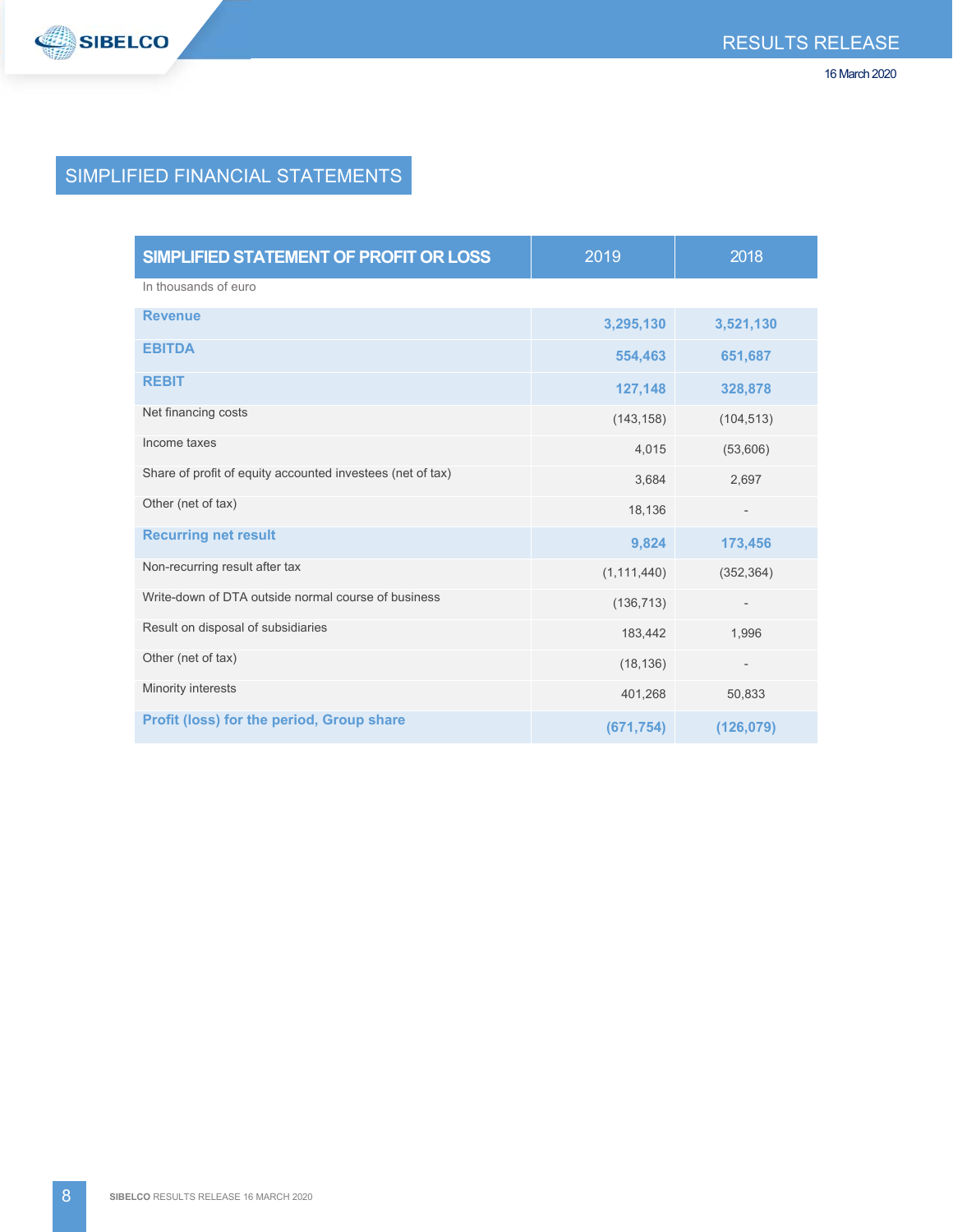## SIMPLIFIED FINANCIAL STATEMENTS

| SIMPLIFIED STATEMENT OF PROFIT OR LOSS | 2019 | 2018 |
|---|---|---|
| In thousands of euro | | |
| **Revenue** | **3,295,130** | **3,521,130** |
| **EBITDA** | **554,463** | **651,687** |
| **REBIT** | **127,148** | **328,878** |
| Net financing costs | (143,158) | (104,513) |
| Income taxes | 4,015 | (53,606) |
| Share of profit of equity accounted investees (net of tax) | 3,684 | 2,697 |
| Other (net of tax) | 18,136 | - |
| **Recurring net result** | **9,824** | **173,456** |
| Non-recurring result after tax | (1,111,440) | (352,364) |
| Write-down of DTA outside normal course of business | (136,713) | - |
| Result on disposal of subsidiaries | 183,442 | 1,996 |
| Other (net of tax) | (18,136) | - |
| Minority interests | 401,268 | 50,833 |
| **Profit (loss) for the period, Group share** | **(671,754)** | **(126,079)** |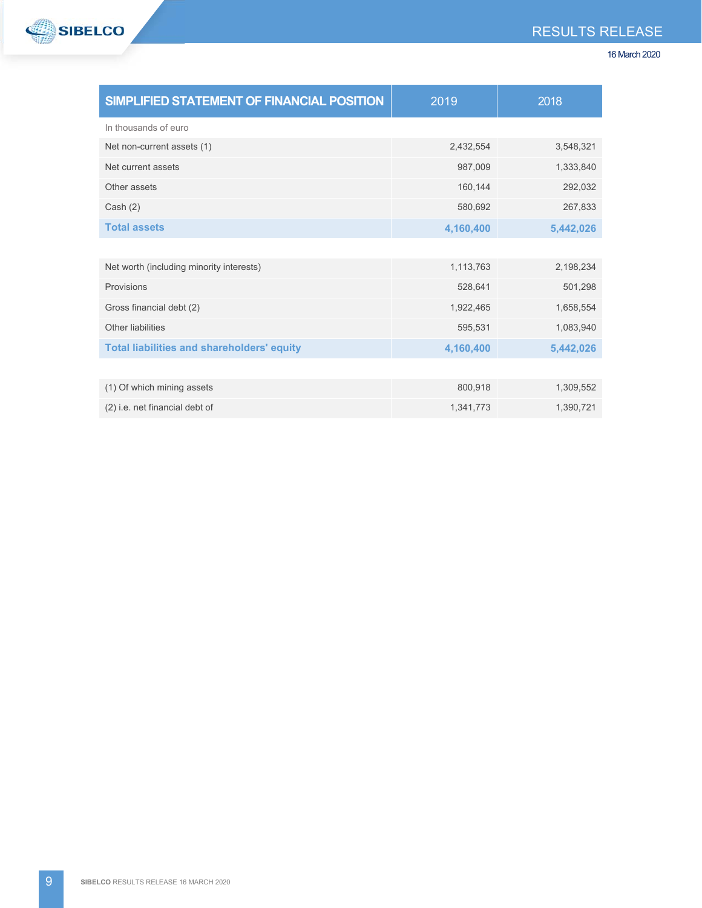| SIMPLIFIED STATEMENT OF FINANCIAL POSITION | 2019 | 2018 |
|---|---|---|
| In thousands of euro | | |
| Net non-current assets (1) | 2,432,554 | 3,548,321 |
| Net current assets | 987,009 | 1,333,840 |
| Other assets | 160,144 | 292,032 |
| Cash (2) | 580,692 | 267,833 |
| **Total assets** | **4,160,400** | **5,442,026** |
| | | |
| Net worth (including minority interests) | 1,113,763 | 2,198,234 |
| Provisions | 528,641 | 501,298 |
| Gross financial debt (2) | 1,922,465 | 1,658,554 |
| Other liabilities | 595,531 | 1,083,940 |
| **Total liabilities and shareholders' equity** | **4,160,400** | **5,442,026** |
| | | |
| (1) Of which mining assets | 800,918 | 1,309,552 |
| (2) i.e. net financial debt of | 1,341,773 | 1,390,721 |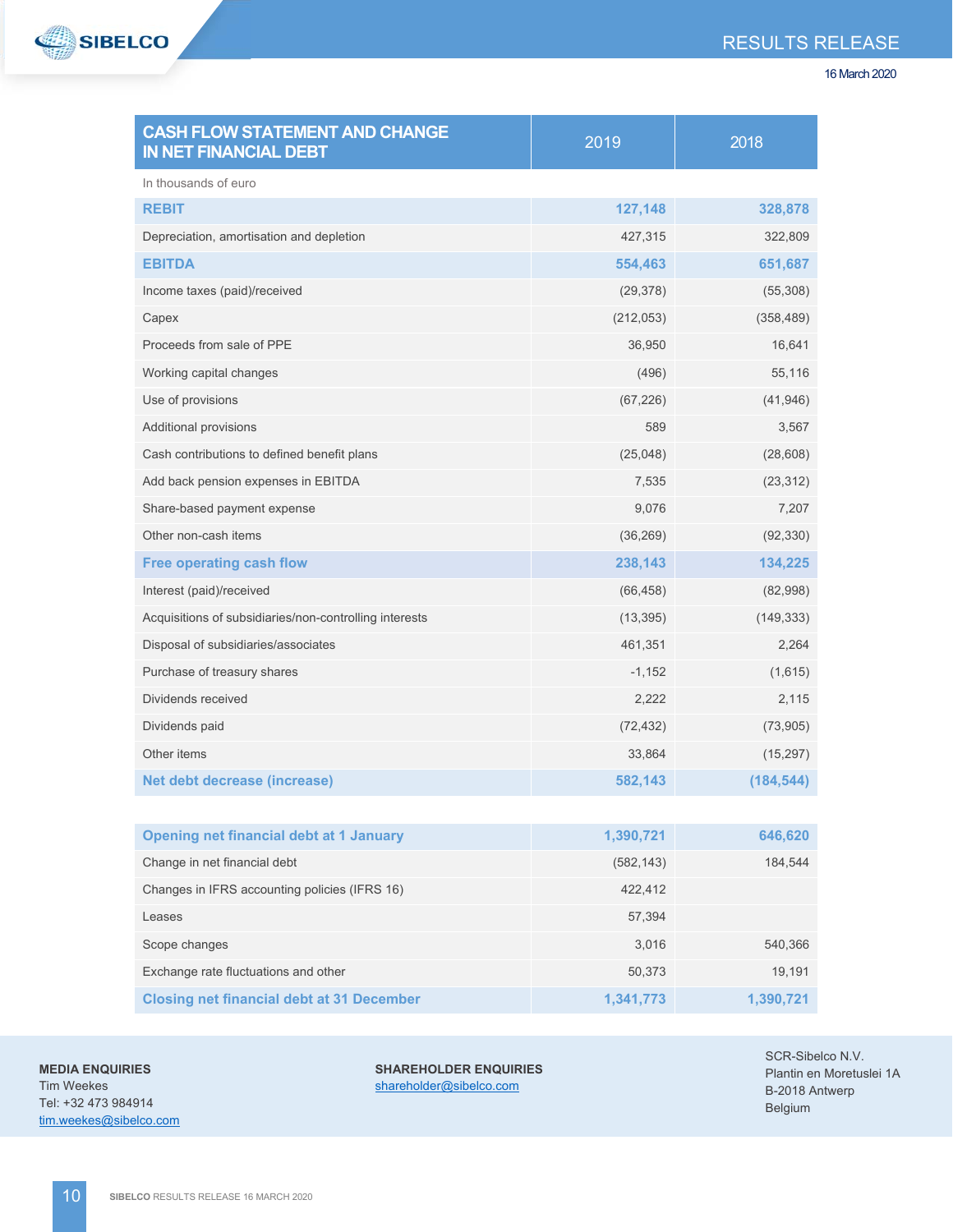| CASH FLOW STATEMENT AND CHANGE IN NET FINANCIAL DEBT | 2019 | 2018 |
| --- | --- | --- |
| In thousands of euro | | |
| **REBIT** | **127,148** | **328,878** |
| Depreciation, amortisation and depletion | 427,315 | 322,809 |
| **EBITDA** | **554,463** | **651,687** |
| Income taxes (paid)/received | (29,378) | (55,308) |
| Capex | (212,053) | (358,489) |
| Proceeds from sale of PPE | 36,950 | 16,641 |
| Working capital changes | (496) | 55,116 |
| Use of provisions | (67,226) | (41,946) |
| Additional provisions | 589 | 3,567 |
| Cash contributions to defined benefit plans | (25,048) | (28,608) |
| Add back pension expenses in EBITDA | 7,535 | (23,312) |
| Share-based payment expense | 9,076 | 7,207 |
| Other non-cash items | (36,269) | (92,330) |
| **Free operating cash flow** | **238,143** | **134,225** |
| Interest (paid)/received | (66,458) | (82,998) |
| Acquisitions of subsidiaries/non-controlling interests | (13,395) | (149,333) |
| Disposal of subsidiaries/associates | 461,351 | 2,264 |
| Purchase of treasury shares | -1,152 | (1,615) |
| Dividends received | 2,222 | 2,115 |
| Dividends paid | (72,432) | (73,905) |
| Other items | 33,864 | (15,297) |
| **Net debt decrease (increase)** | **582,143** | **(184,544)** |
| | | |
| **Opening net financial debt at 1 January** | **1,390,721** | **646,620** |
| Change in net financial debt | (582,143) | 184,544 |
| Changes in IFRS accounting policies (IFRS 16) | 422,412 | |
| Leases | 57,394 | |
| Scope changes | 3,016 | 540,366 |
| Exchange rate fluctuations and other | 50,373 | 19,191 |
| **Closing net financial debt at 31 December** | **1,341,773** | **1,390,721** |

**MEDIA ENQUIRIES**
Tim Weekes
Tel: +32 473 984914
tim.weekes@sibelco.com

**SHAREHOLDER ENQUIRIES**
shareholder@sibelco.com

SCR-Sibelco N.V.
Plantin en Moretuslei 1A
B-2018 Antwerp
Belgium